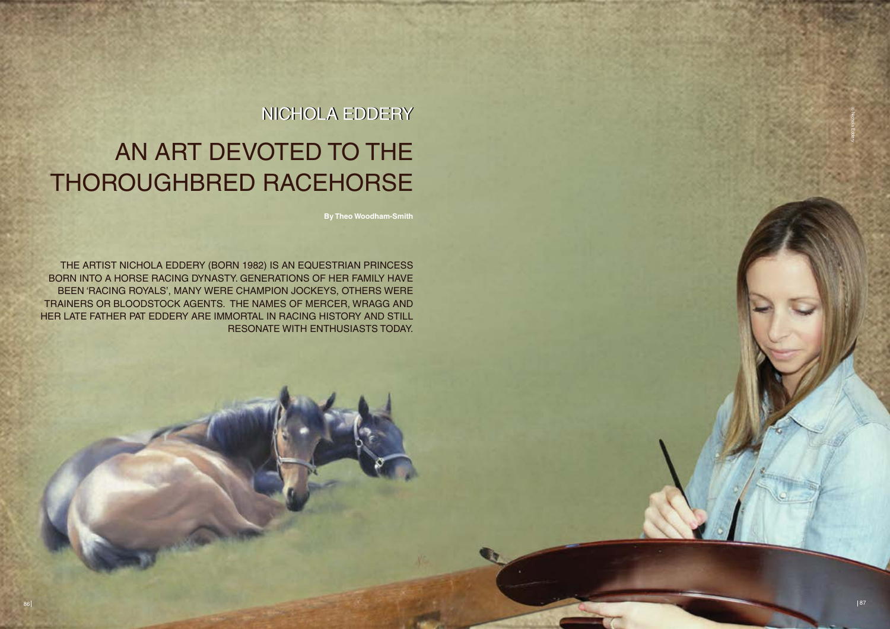NICHOLA EDDERY

# AN ART DEVOTED TO THE THOROUGHBRED RACEHORSE

**By Theo Woodham-Smith**

THE ARTIST NICHOLA EDDERY (BORN 1982) IS AN EQUESTRIAN PRINCESS BORN INTO A HORSE RACING DYNASTY. GENERATIONS OF HER FAMILY HAVE BEEN 'RACING ROYALS', MANY WERE CHAMPION JOCKEYS, OTHERS WERE TRAINERS OR BLOODSTOCK AGENTS. THE NAMES OF MERCER, WRAGG AND HER LATE FATHER PAT EDDERY ARE IMMORTAL IN RACING HISTORY AND STILL RESONATE WITH ENTHUSIASTS TODAY.

© Nichola Eddery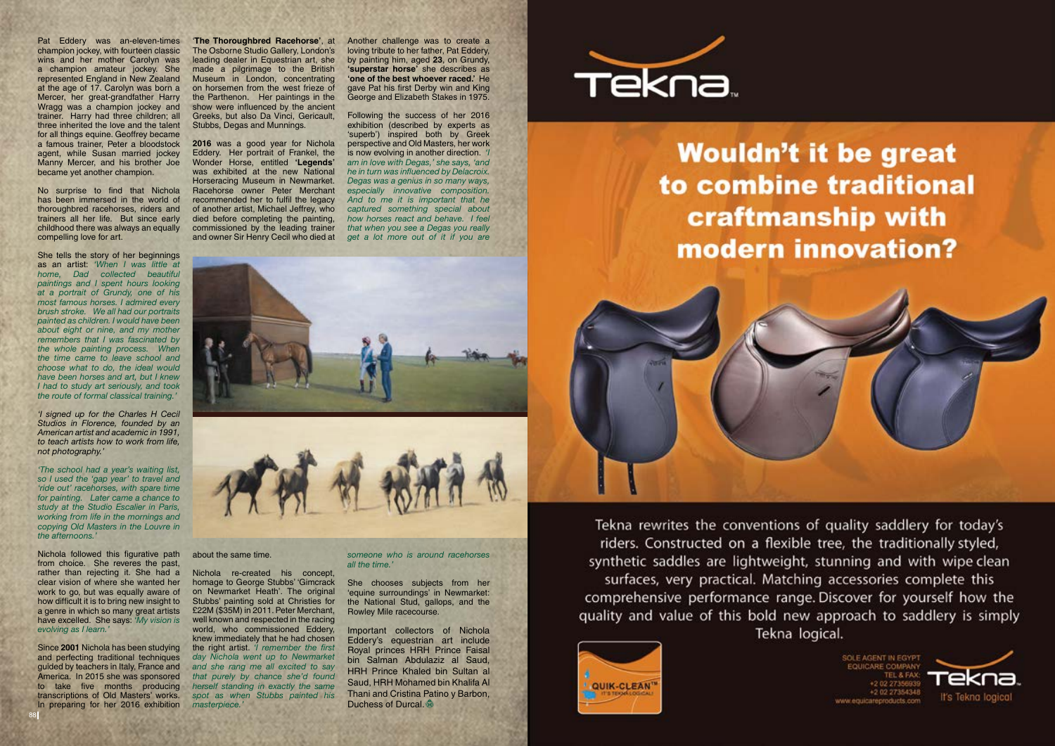Pat Eddery was an-eleven-times champion jockey, with fourteen classic wins and her mother Carolyn was a champion amateur jockey. She represented England in New Zealand at the age of 17. Carolyn was born a Mercer, her great-grandfather Harry Wragg was a champion jockey and trainer. Harry had three children; all three inherited the love and the talent for all things equine. Geoffrey became a famous trainer, Peter a bloodstock agent, while Susan married jockey Manny Mercer, and his brother Joe became yet another champion.

No surprise to find that Nichola has been immersed in the world of thoroughbred racehorses, riders and trainers all her life. But since early childhood there was always an equally compelling love for art.

She tells the story of her beginnings as an artist: *'When I was little at home, Dad collected beautiful paintings and I spent hours looking at a portrait of Grundy, one of his most famous horses. I admired every brush stroke. We all had our portraits painted as children. I would have been about eight or nine, and my mother remembers that I was fascinated by the whole painting process. When the time came to leave school and choose what to do, the ideal would have been horses and art, but I knew I had to study art seriously, and took the route of formal classical training.'*

*'I signed up for the Charles H Cecil Studios in Florence, founded by an American artist and academic in 1991, to teach artists how to work from life, not photography.'*

*'The school had a year's waiting list, so I used the 'gap year' to travel and 'ride out' racehorses, with spare time for painting. Later came a chance to study at the Studio Escalier in Paris, working from life in the mornings and copying Old Masters in the Louvre in the afternoons.'*

Nichola followed this figurative path from choice. She reveres the past, rather than rejecting it. She had a clear vision of where she wanted her work to go, but was equally aware of how difficult it is to bring new insight to a genre in which so many great artists have excelled. She says: *'My vision is evolving as I learn.'*

Since **2001** Nichola has been studying and perfecting traditional techniques guided by teachers in Italy, France and America. In 2015 she was sponsored to take five months producing transcriptions of Old Masters' works. In preparing for her 2016 exhibition **'The Thoroughbred Racehorse'**, at The Osborne Studio Gallery, London's leading dealer in Equestrian art, she made a pilgrimage to the British Museum in London, concentrating on horsemen from the west frieze of the Parthenon. Her paintings in the show were influenced by the ancient Greeks, but also Da Vinci, Gericault, Stubbs, Degas and Munnings.

**2016** was a good year for Nichola Eddery. Her portrait of Frankel, the Wonder Horse, entitled **'Legends'** was exhibited at the new National Horseracing Museum in Newmarket. Racehorse owner Peter Merchant recommended her to fulfil the legacy of another artist, Michael Jeffrey, who died before completing the painting, commissioned by the leading trainer and owner Sir Henry Cecil who died at about the same time.

Nichola re-created his concept, homage to George Stubbs' 'Gimcrack on Newmarket Heath'. The original Stubbs' painting sold at Christies for £22M ($35M) in 2011. Peter Merchant, well known and respected in the racing world, who commissioned Eddery, knew immediately that he had chosen the right artist. *'I remember the first day Nichola went up to Newmarket and she rang me all excited to say that purely by chance she'd found herself standing in exactly the same spot as when Stubbs painted his masterpiece.'*

Another challenge was to create a loving tribute to her father, Pat Eddery, by painting him, aged **23**, on Grundy, **'superstar horse'** she describes as **'one of the best whoever raced.'** He gave Pat his first Derby win and King George and Elizabeth Stakes in 1975.

Following the success of her 2016 exhibition (described by experts as 'superb') inspired both by Greek perspective and Old Masters, her work is now evolving in another direction. *'I am in love with Degas,'* she says, *'and he in turn was influenced by Delacroix. Degas was a genius in so many ways, especially innovative composition. And to me it is important that he captured something special about how horses react and behave. I feel that when you see a Degas you really get a lot more out of it if you are someone who is around racehorses all the time.'*

She chooses subjects from her 'equine surroundings' in Newmarket: the National Stud, gallops, and the Rowley Mile racecourse.

Important collectors of Nichola Eddery's equestrian art include Royal princes HRH Prince Faisal bin Salman Abdulaziz al Saud, HRH Prince Khaled bin Sultan al Saud, HRH Mohamed bin Khalifa Al Thani and Cristina Patino y Barbon, Duchess of Durcal.

# Tekna

## Wouldn't it be great to combine traditional craftmanship with modern innovation?

Tekna rewrites the conventions of quality saddlery for today's riders. Constructed on a flexible tree, the traditionally styled, synthetic saddles are lightweight, stunning and with wipe clean surfaces, very practical. Matching accessories complete this comprehensive performance range. Discover for yourself how the quality and value of this bold new approach to saddlery is simply Tekna logical.

QUIK-CLEAN™ IT'S TEKNA LOGICAL!

SOLE AGENT IN EGYPT
EQUICARE COMPANY
TEL & FAX:
+2 02 27356939
+2 02 27354348
www.equicareproducts.com

Tekna It's Tekna logical